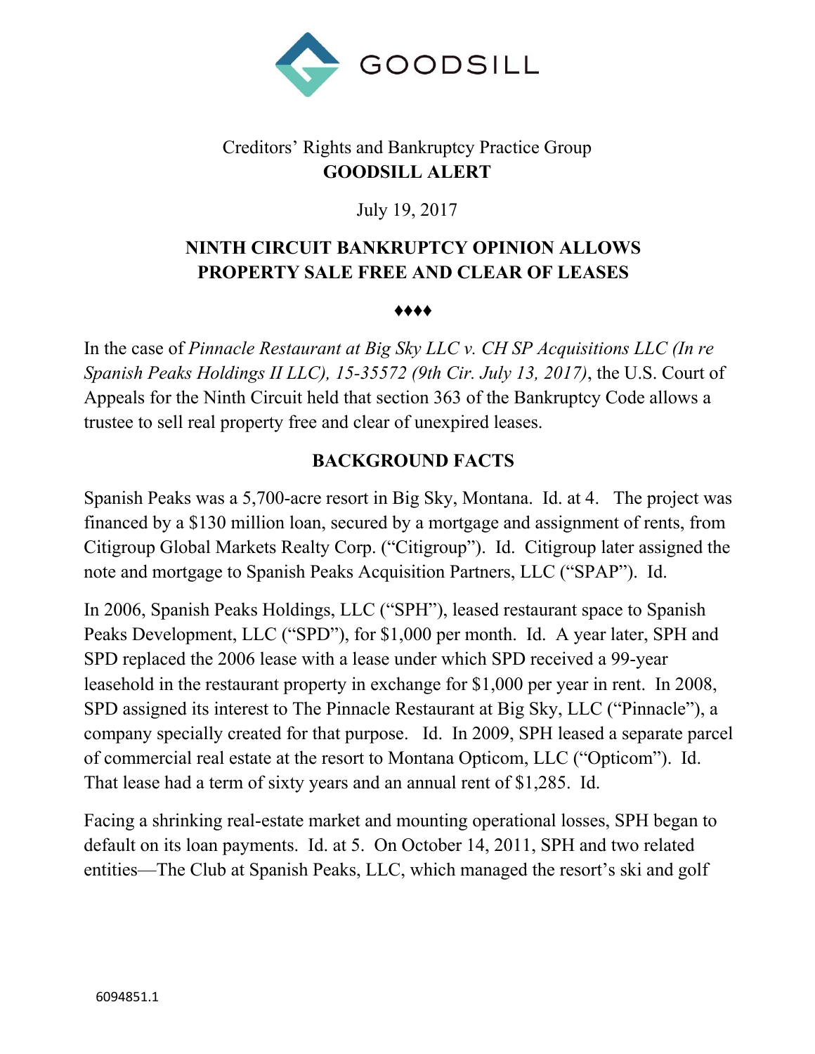GOODSILL

Creditors' Rights and Bankruptcy Practice Group

**GOODSILL ALERT**

July 19, 2017

# NINTH CIRCUIT BANKRUPTCY OPINION ALLOWS PROPERTY SALE FREE AND CLEAR OF LEASES

♦♦♦♦

In the case of *Pinnacle Restaurant at Big Sky LLC v. CH SP Acquisitions LLC (In re Spanish Peaks Holdings II LLC), 15-35572 (9th Cir. July 13, 2017)*, the U.S. Court of Appeals for the Ninth Circuit held that section 363 of the Bankruptcy Code allows a trustee to sell real property free and clear of unexpired leases.

## BACKGROUND FACTS

Spanish Peaks was a 5,700-acre resort in Big Sky, Montana. Id. at 4. The project was financed by a $130 million loan, secured by a mortgage and assignment of rents, from Citigroup Global Markets Realty Corp. ("Citigroup"). Id. Citigroup later assigned the note and mortgage to Spanish Peaks Acquisition Partners, LLC ("SPAP"). Id.

In 2006, Spanish Peaks Holdings, LLC ("SPH"), leased restaurant space to Spanish Peaks Development, LLC ("SPD"), for $1,000 per month. Id. A year later, SPH and SPD replaced the 2006 lease with a lease under which SPD received a 99-year leasehold in the restaurant property in exchange for $1,000 per year in rent. In 2008, SPD assigned its interest to The Pinnacle Restaurant at Big Sky, LLC ("Pinnacle"), a company specially created for that purpose. Id. In 2009, SPH leased a separate parcel of commercial real estate at the resort to Montana Opticom, LLC ("Opticom"). Id. That lease had a term of sixty years and an annual rent of $1,285. Id.

Facing a shrinking real-estate market and mounting operational losses, SPH began to default on its loan payments. Id. at 5. On October 14, 2011, SPH and two related entities—The Club at Spanish Peaks, LLC, which managed the resort's ski and golf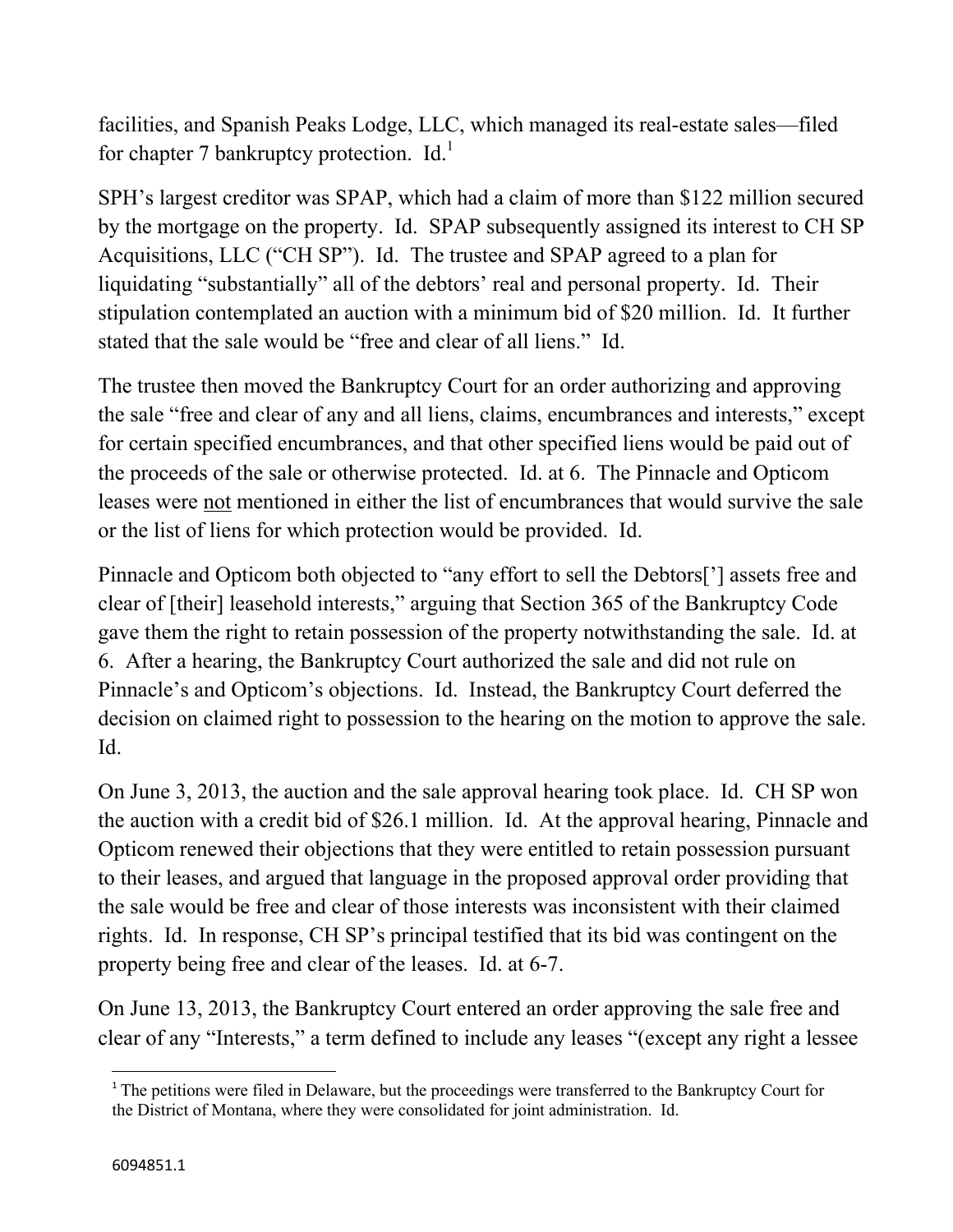facilities, and Spanish Peaks Lodge, LLC, which managed its real-estate sales—filed for chapter 7 bankruptcy protection. Id.[1]

SPH's largest creditor was SPAP, which had a claim of more than $122 million secured by the mortgage on the property. Id. SPAP subsequently assigned its interest to CH SP Acquisitions, LLC ("CH SP"). Id. The trustee and SPAP agreed to a plan for liquidating "substantially" all of the debtors' real and personal property. Id. Their stipulation contemplated an auction with a minimum bid of $20 million. Id. It further stated that the sale would be "free and clear of all liens." Id.

The trustee then moved the Bankruptcy Court for an order authorizing and approving the sale "free and clear of any and all liens, claims, encumbrances and interests," except for certain specified encumbrances, and that other specified liens would be paid out of the proceeds of the sale or otherwise protected. Id. at 6. The Pinnacle and Opticom leases were <u>not</u> mentioned in either the list of encumbrances that would survive the sale or the list of liens for which protection would be provided. Id.

Pinnacle and Opticom both objected to "any effort to sell the Debtors['] assets free and clear of [their] leasehold interests," arguing that Section 365 of the Bankruptcy Code gave them the right to retain possession of the property notwithstanding the sale. Id. at 6. After a hearing, the Bankruptcy Court authorized the sale and did not rule on Pinnacle's and Opticom's objections. Id. Instead, the Bankruptcy Court deferred the decision on claimed right to possession to the hearing on the motion to approve the sale. Id.

On June 3, 2013, the auction and the sale approval hearing took place. Id. CH SP won the auction with a credit bid of $26.1 million. Id. At the approval hearing, Pinnacle and Opticom renewed their objections that they were entitled to retain possession pursuant to their leases, and argued that language in the proposed approval order providing that the sale would be free and clear of those interests was inconsistent with their claimed rights. Id. In response, CH SP's principal testified that its bid was contingent on the property being free and clear of the leases. Id. at 6-7.

On June 13, 2013, the Bankruptcy Court entered an order approving the sale free and clear of any "Interests," a term defined to include any leases "(except any right a lessee

[1] The petitions were filed in Delaware, but the proceedings were transferred to the Bankruptcy Court for the District of Montana, where they were consolidated for joint administration. Id.

6094851.1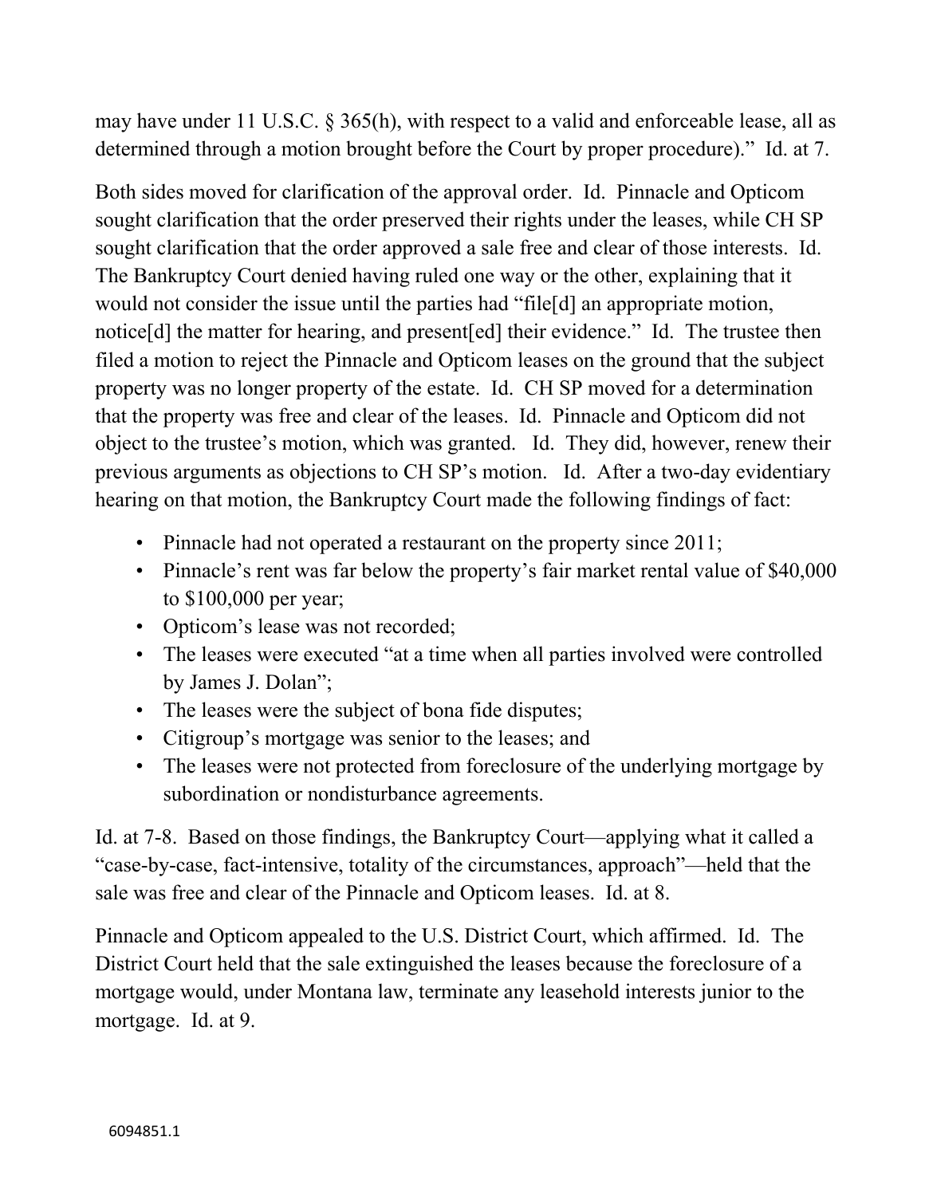may have under 11 U.S.C. § 365(h), with respect to a valid and enforceable lease, all as determined through a motion brought before the Court by proper procedure)." Id. at 7.

Both sides moved for clarification of the approval order. Id. Pinnacle and Opticom sought clarification that the order preserved their rights under the leases, while CH SP sought clarification that the order approved a sale free and clear of those interests. Id. The Bankruptcy Court denied having ruled one way or the other, explaining that it would not consider the issue until the parties had "file[d] an appropriate motion, notice[d] the matter for hearing, and present[ed] their evidence." Id. The trustee then filed a motion to reject the Pinnacle and Opticom leases on the ground that the subject property was no longer property of the estate. Id. CH SP moved for a determination that the property was free and clear of the leases. Id. Pinnacle and Opticom did not object to the trustee's motion, which was granted. Id. They did, however, renew their previous arguments as objections to CH SP's motion. Id. After a two-day evidentiary hearing on that motion, the Bankruptcy Court made the following findings of fact:

- Pinnacle had not operated a restaurant on the property since 2011;
- Pinnacle's rent was far below the property's fair market rental value of $40,000 to $100,000 per year;
- Opticom's lease was not recorded;
- The leases were executed "at a time when all parties involved were controlled by James J. Dolan";
- The leases were the subject of bona fide disputes;
- Citigroup's mortgage was senior to the leases; and
- The leases were not protected from foreclosure of the underlying mortgage by subordination or nondisturbance agreements.

Id. at 7-8. Based on those findings, the Bankruptcy Court—applying what it called a "case-by-case, fact-intensive, totality of the circumstances, approach"—held that the sale was free and clear of the Pinnacle and Opticom leases. Id. at 8.

Pinnacle and Opticom appealed to the U.S. District Court, which affirmed. Id. The District Court held that the sale extinguished the leases because the foreclosure of a mortgage would, under Montana law, terminate any leasehold interests junior to the mortgage. Id. at 9.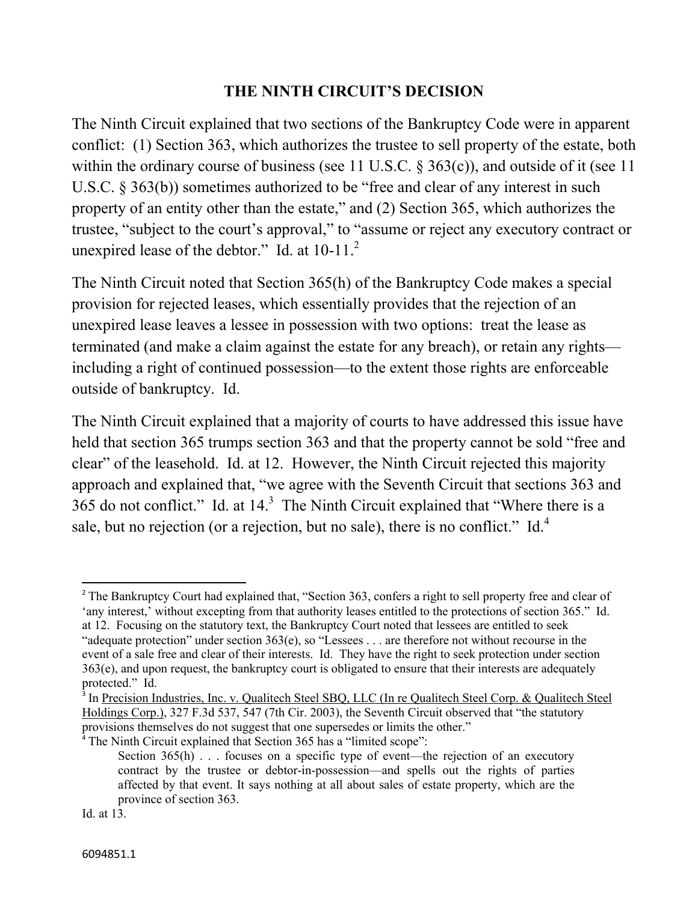## THE NINTH CIRCUIT'S DECISION

The Ninth Circuit explained that two sections of the Bankruptcy Code were in apparent conflict: (1) Section 363, which authorizes the trustee to sell property of the estate, both within the ordinary course of business (see 11 U.S.C. § 363(c)), and outside of it (see 11 U.S.C. § 363(b)) sometimes authorized to be "free and clear of any interest in such property of an entity other than the estate," and (2) Section 365, which authorizes the trustee, "subject to the court's approval," to "assume or reject any executory contract or unexpired lease of the debtor." Id. at 10-11.[2]

The Ninth Circuit noted that Section 365(h) of the Bankruptcy Code makes a special provision for rejected leases, which essentially provides that the rejection of an unexpired lease leaves a lessee in possession with two options: treat the lease as terminated (and make a claim against the estate for any breach), or retain any rights—including a right of continued possession—to the extent those rights are enforceable outside of bankruptcy. Id.

The Ninth Circuit explained that a majority of courts to have addressed this issue have held that section 365 trumps section 363 and that the property cannot be sold "free and clear" of the leasehold. Id. at 12. However, the Ninth Circuit rejected this majority approach and explained that, "we agree with the Seventh Circuit that sections 363 and 365 do not conflict." Id. at 14.[3] The Ninth Circuit explained that "Where there is a sale, but no rejection (or a rejection, but no sale), there is no conflict." Id.[4]

---

[2] The Bankruptcy Court had explained that, "Section 363, confers a right to sell property free and clear of 'any interest,' without excepting from that authority leases entitled to the protections of section 365." Id. at 12. Focusing on the statutory text, the Bankruptcy Court noted that lessees are entitled to seek "adequate protection" under section 363(e), so "Lessees . . . are therefore not without recourse in the event of a sale free and clear of their interests. Id. They have the right to seek protection under section 363(e), and upon request, the bankruptcy court is obligated to ensure that their interests are adequately protected." Id.

[3] In Precision Industries, Inc. v. Qualitech Steel SBQ, LLC (In re Qualitech Steel Corp. & Qualitech Steel Holdings Corp.), 327 F.3d 537, 547 (7th Cir. 2003), the Seventh Circuit observed that "the statutory provisions themselves do not suggest that one supersedes or limits the other."

[4] The Ninth Circuit explained that Section 365 has a "limited scope":

> Section 365(h) . . . focuses on a specific type of event—the rejection of an executory contract by the trustee or debtor-in-possession—and spells out the rights of parties affected by that event. It says nothing at all about sales of estate property, which are the province of section 363.

Id. at 13.

6094851.1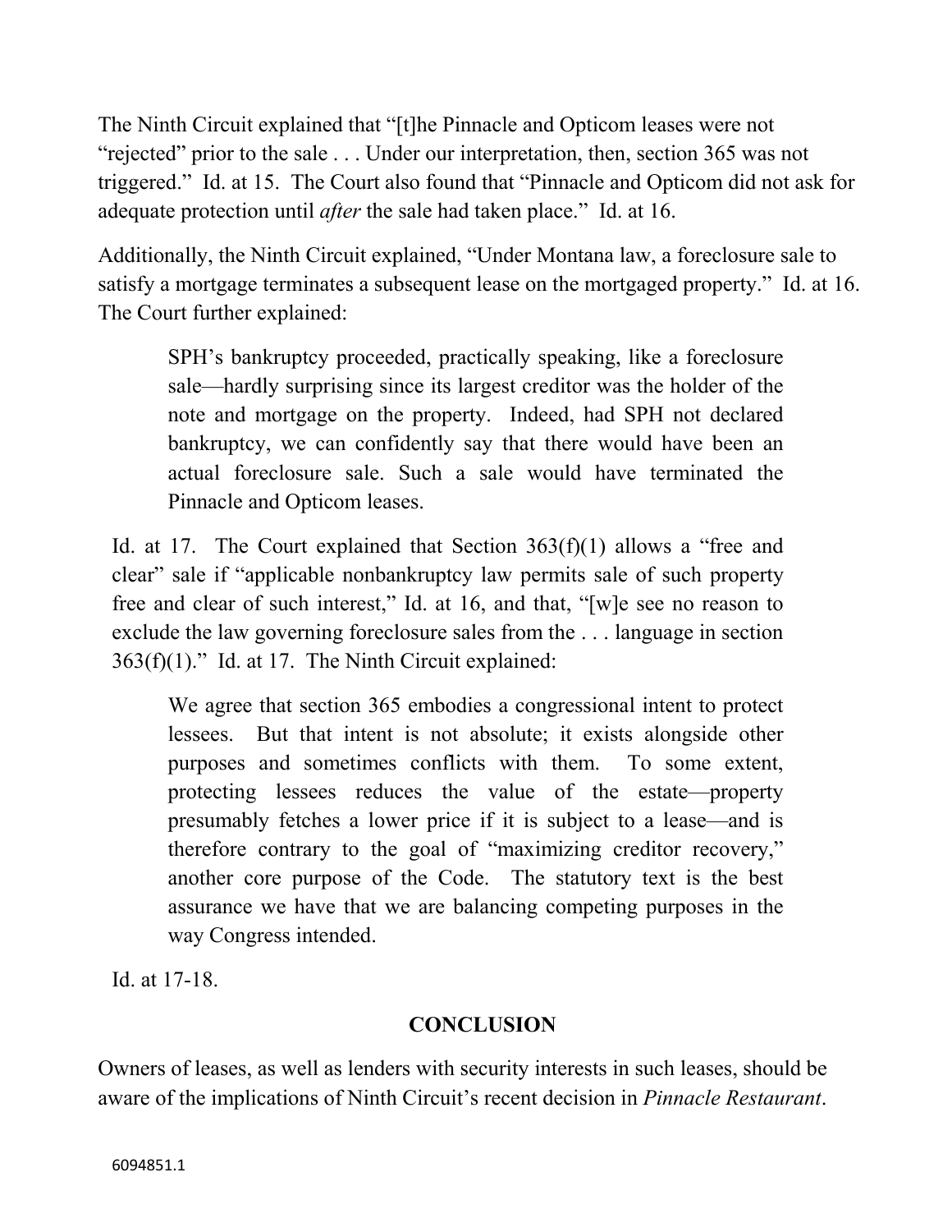The Ninth Circuit explained that "[t]he Pinnacle and Opticom leases were not "rejected" prior to the sale . . . Under our interpretation, then, section 365 was not triggered." Id. at 15. The Court also found that "Pinnacle and Opticom did not ask for adequate protection until *after* the sale had taken place." Id. at 16.

Additionally, the Ninth Circuit explained, "Under Montana law, a foreclosure sale to satisfy a mortgage terminates a subsequent lease on the mortgaged property." Id. at 16. The Court further explained:

> SPH's bankruptcy proceeded, practically speaking, like a foreclosure sale—hardly surprising since its largest creditor was the holder of the note and mortgage on the property. Indeed, had SPH not declared bankruptcy, we can confidently say that there would have been an actual foreclosure sale. Such a sale would have terminated the Pinnacle and Opticom leases.

Id. at 17. The Court explained that Section 363(f)(1) allows a "free and clear" sale if "applicable nonbankruptcy law permits sale of such property free and clear of such interest," Id. at 16, and that, "[w]e see no reason to exclude the law governing foreclosure sales from the . . . language in section 363(f)(1)." Id. at 17. The Ninth Circuit explained:

> We agree that section 365 embodies a congressional intent to protect lessees. But that intent is not absolute; it exists alongside other purposes and sometimes conflicts with them. To some extent, protecting lessees reduces the value of the estate—property presumably fetches a lower price if it is subject to a lease—and is therefore contrary to the goal of "maximizing creditor recovery," another core purpose of the Code. The statutory text is the best assurance we have that we are balancing competing purposes in the way Congress intended.

Id. at 17-18.

## CONCLUSION

Owners of leases, as well as lenders with security interests in such leases, should be aware of the implications of Ninth Circuit's recent decision in *Pinnacle Restaurant*.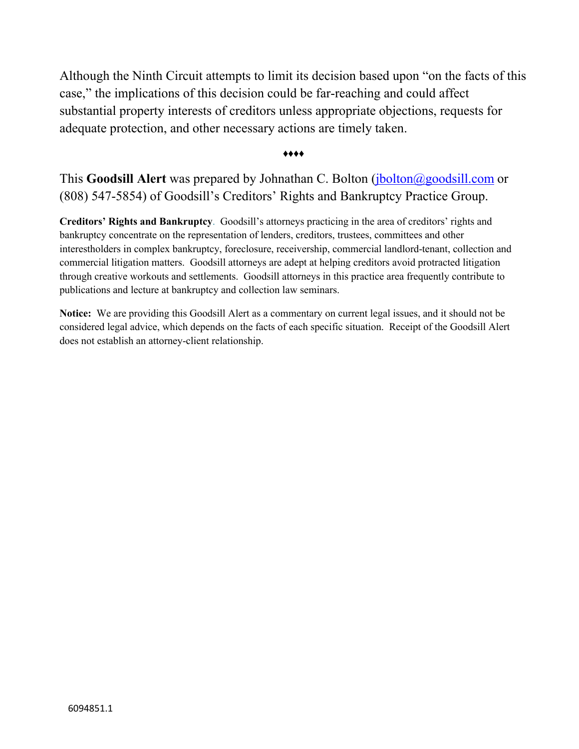Although the Ninth Circuit attempts to limit its decision based upon "on the facts of this case," the implications of this decision could be far-reaching and could affect substantial property interests of creditors unless appropriate objections, requests for adequate protection, and other necessary actions are timely taken.

♦♦♦♦

This **Goodsill Alert** was prepared by Johnathan C. Bolton (jbolton@goodsill.com or (808) 547-5854) of Goodsill's Creditors' Rights and Bankruptcy Practice Group.

**Creditors' Rights and Bankruptcy**. Goodsill's attorneys practicing in the area of creditors' rights and bankruptcy concentrate on the representation of lenders, creditors, trustees, committees and other interestholders in complex bankruptcy, foreclosure, receivership, commercial landlord-tenant, collection and commercial litigation matters. Goodsill attorneys are adept at helping creditors avoid protracted litigation through creative workouts and settlements. Goodsill attorneys in this practice area frequently contribute to publications and lecture at bankruptcy and collection law seminars.

**Notice:** We are providing this Goodsill Alert as a commentary on current legal issues, and it should not be considered legal advice, which depends on the facts of each specific situation. Receipt of the Goodsill Alert does not establish an attorney-client relationship.

6094851.1